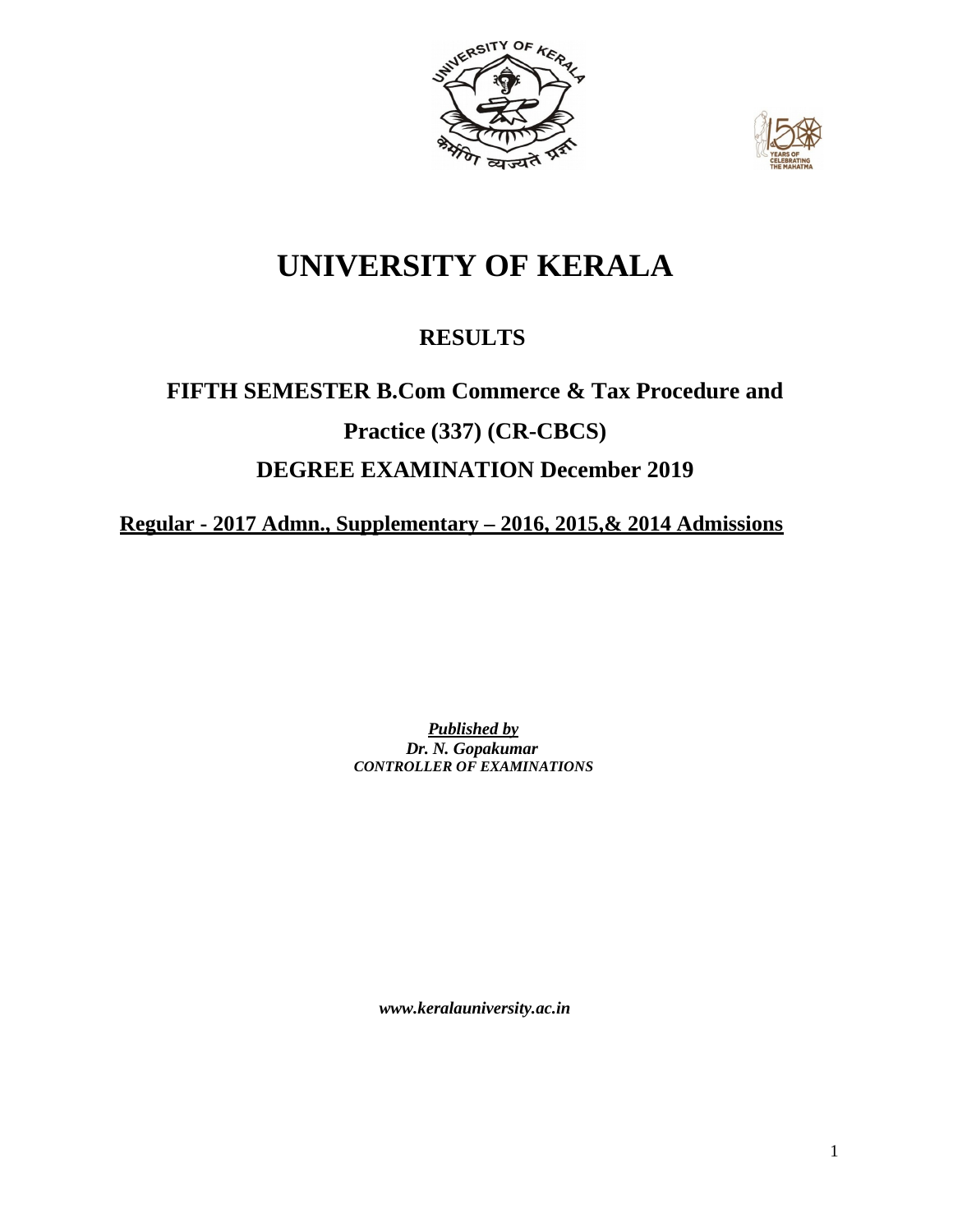# UNIVERSITY OF KERALA

## RESULTS

## FIFTH SEMESTER B.Com Commerce & Tax Procedure and Practice (337) (CR-CBCS)

## DEGREE EXAMINATION December 2019

**Regular - 2017 Admn., Supplementary – 2016, 2015,& 2014 Admissions**

***Published by***
***Dr. N. Gopakumar***
***CONTROLLER OF EXAMINATIONS***

***www.keralauniversity.ac.in***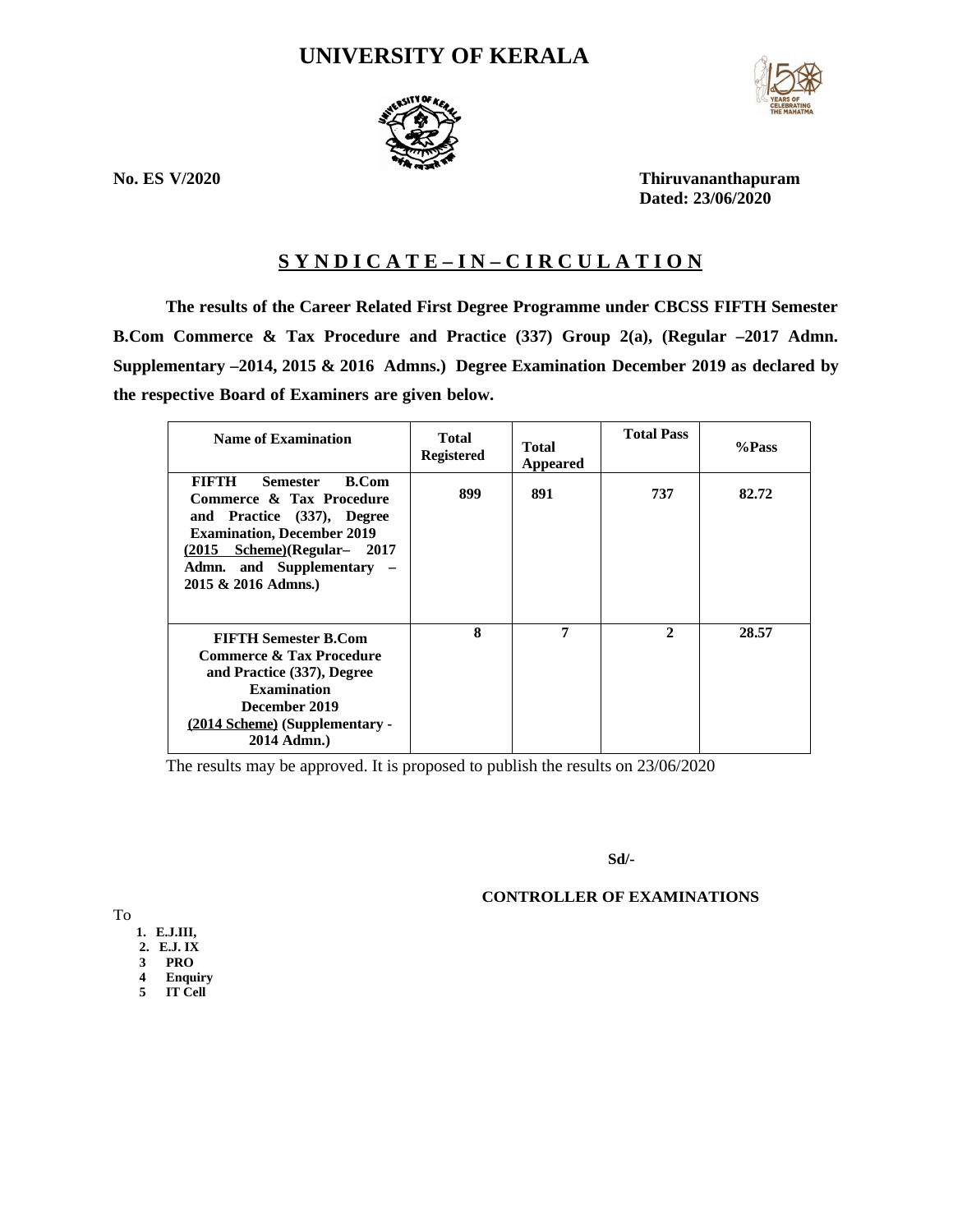# UNIVERSITY OF KERALA

**No. ES V/2020** **Thiruvananthapuram**
**Dated: 23/06/2020**

## S Y N D I C A T E – I N – C I R C U L A T I O N

**The results of the Career Related First Degree Programme under CBCSS FIFTH Semester B.Com Commerce & Tax Procedure and Practice (337) Group 2(a), (Regular –2017 Admn. Supplementary –2014, 2015 & 2016 Admns.) Degree Examination December 2019 as declared by the respective Board of Examiners are given below.**

| Name of Examination | Total Registered | Total Appeared | Total Pass | %Pass |
|---|---|---|---|---|
| **FIFTH Semester B.Com Commerce & Tax Procedure and Practice (337), Degree Examination, December 2019 (2015 Scheme)(Regular– 2017 Admn. and Supplementary – 2015 & 2016 Admns.)** | **899** | **891** | **737** | **82.72** |
| **FIFTH Semester B.Com Commerce & Tax Procedure and Practice (337), Degree Examination December 2019 (2014 Scheme) (Supplementary - 2014 Admn.)** | **8** | **7** | **2** | **28.57** |

The results may be approved. It is proposed to publish the results on 23/06/2020

**Sd/-**

**CONTROLLER OF EXAMINATIONS**

To

1. **E.J.III,**
2. **E.J. IX**
3. **PRO**
4. **Enquiry**
5. **IT Cell**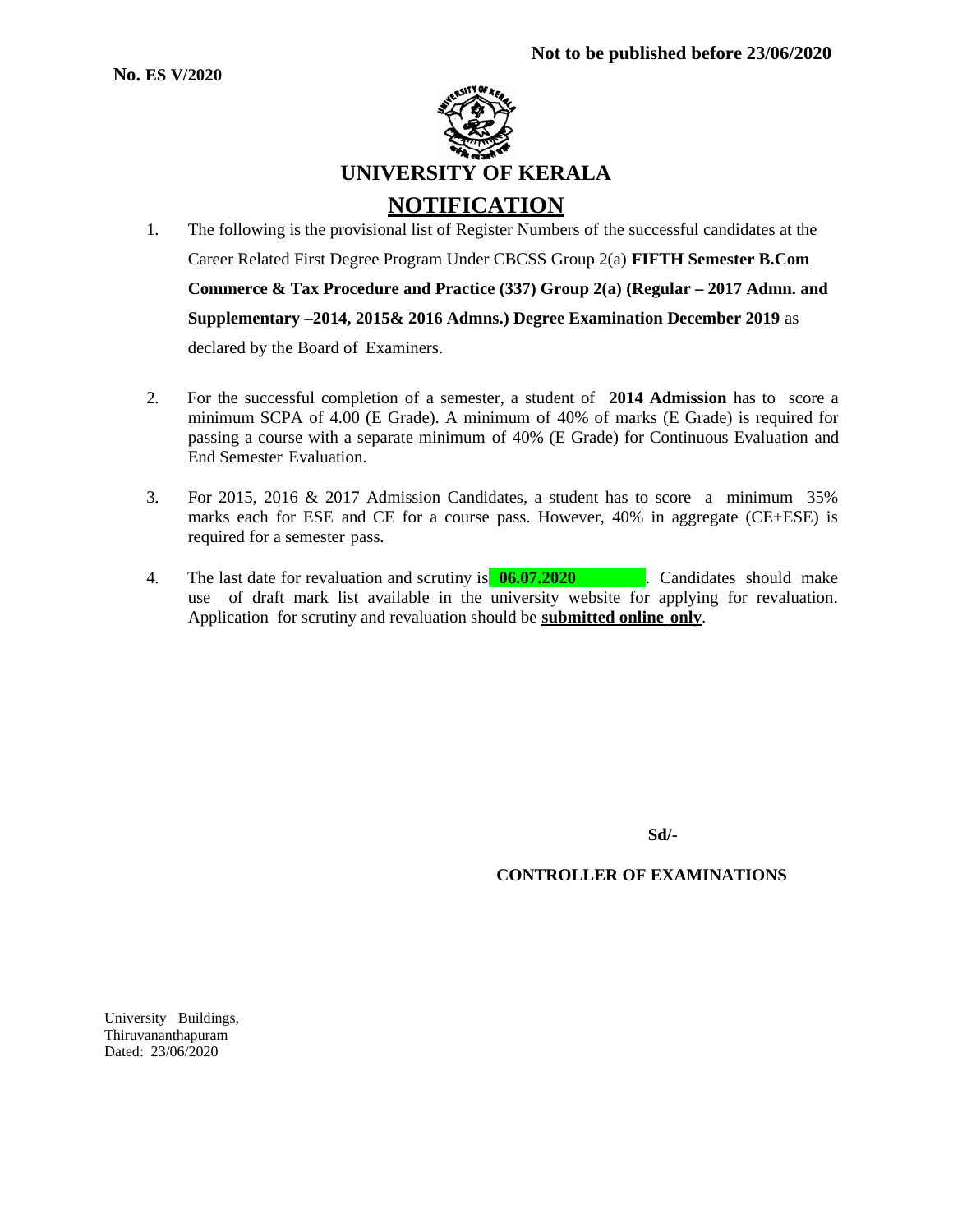**No. ES V/2020**

**Not to be published before 23/06/2020**

# UNIVERSITY OF KERALA

## NOTIFICATION

1. The following is the provisional list of Register Numbers of the successful candidates at the Career Related First Degree Program Under CBCSS Group 2(a) **FIFTH Semester B.Com Commerce & Tax Procedure and Practice (337) Group 2(a) (Regular – 2017 Admn. and Supplementary –2014, 2015& 2016 Admns.) Degree Examination December 2019** as declared by the Board of Examiners.

2. For the successful completion of a semester, a student of **2014 Admission** has to score a minimum SCPA of 4.00 (E Grade). A minimum of 40% of marks (E Grade) is required for passing a course with a separate minimum of 40% (E Grade) for Continuous Evaluation and End Semester Evaluation.

3. For 2015, 2016 & 2017 Admission Candidates, a student has to score a minimum 35% marks each for ESE and CE for a course pass. However, 40% in aggregate (CE+ESE) is required for a semester pass.

4. The last date for revaluation and scrutiny is **06.07.2020**. Candidates should make use of draft mark list available in the university website for applying for revaluation. Application for scrutiny and revaluation should be **submitted online only**.

**Sd/-**

**CONTROLLER OF EXAMINATIONS**

University Buildings,
Thiruvananthapuram
Dated: 23/06/2020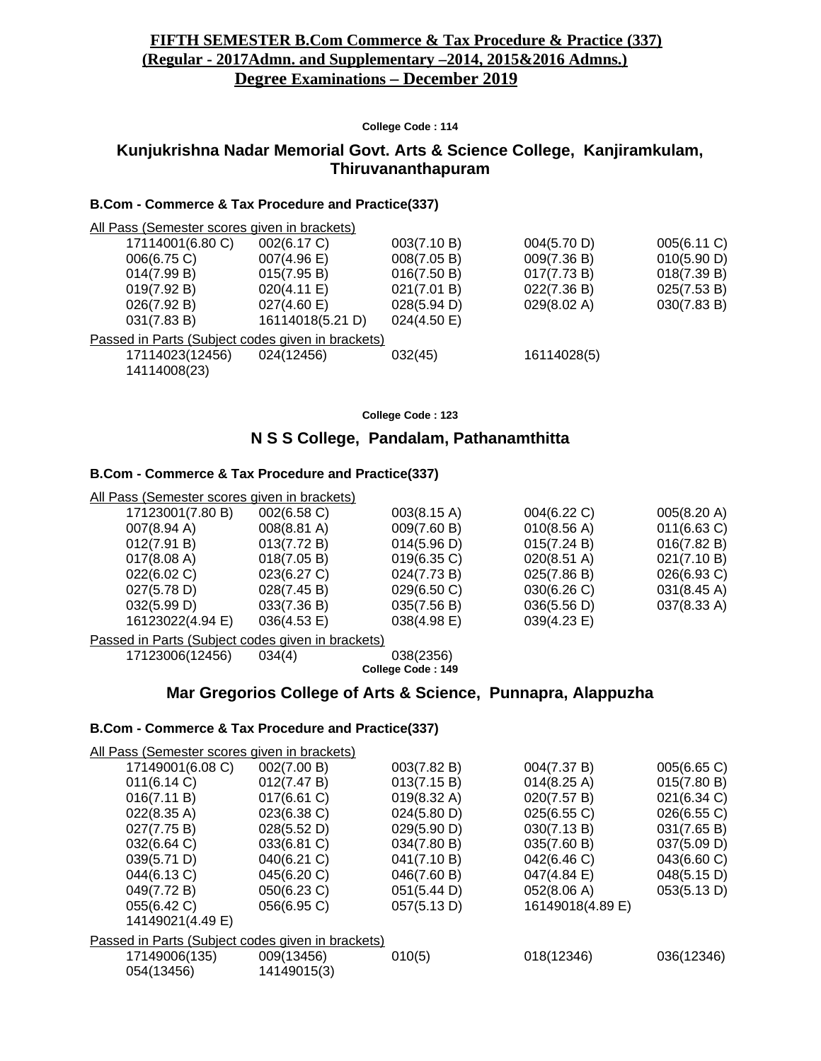## FIFTH SEMESTER B.Com Commerce & Tax Procedure & Practice (337)
## (Regular - 2017Admn. and Supplementary –2014, 2015&2016 Admns.)
## Degree Examinations – December 2019

**College Code : 114**

### Kunjukrishna Nadar Memorial Govt. Arts & Science College, Kanjiramkulam, Thiruvananthapuram

**B.Com - Commerce & Tax Procedure and Practice(337)**

All Pass (Semester scores given in brackets)

| | | | | |
|---|---|---|---|---|
| 17114001(6.80 C) | 002(6.17 C) | 003(7.10 B) | 004(5.70 D) | 005(6.11 C) |
| 006(6.75 C) | 007(4.96 E) | 008(7.05 B) | 009(7.36 B) | 010(5.90 D) |
| 014(7.99 B) | 015(7.95 B) | 016(7.50 B) | 017(7.73 B) | 018(7.39 B) |
| 019(7.92 B) | 020(4.11 E) | 021(7.01 B) | 022(7.36 B) | 025(7.53 B) |
| 026(7.92 B) | 027(4.60 E) | 028(5.94 D) | 029(8.02 A) | 030(7.83 B) |
| 031(7.83 B) | 16114018(5.21 D) | 024(4.50 E) | | |

Passed in Parts (Subject codes given in brackets)

| | | | |
|---|---|---|---|
| 17114023(12456) | 024(12456) | 032(45) | 16114028(5) |
| 14114008(23) | | | |

**College Code : 123**

### N S S College, Pandalam, Pathanamthitta

**B.Com - Commerce & Tax Procedure and Practice(337)**

All Pass (Semester scores given in brackets)

| | | | | |
|---|---|---|---|---|
| 17123001(7.80 B) | 002(6.58 C) | 003(8.15 A) | 004(6.22 C) | 005(8.20 A) |
| 007(8.94 A) | 008(8.81 A) | 009(7.60 B) | 010(8.56 A) | 011(6.63 C) |
| 012(7.91 B) | 013(7.72 B) | 014(5.96 D) | 015(7.24 B) | 016(7.82 B) |
| 017(8.08 A) | 018(7.05 B) | 019(6.35 C) | 020(8.51 A) | 021(7.10 B) |
| 022(6.02 C) | 023(6.27 C) | 024(7.73 B) | 025(7.86 B) | 026(6.93 C) |
| 027(5.78 D) | 028(7.45 B) | 029(6.50 C) | 030(6.26 C) | 031(8.45 A) |
| 032(5.99 D) | 033(7.36 B) | 035(7.56 B) | 036(5.56 D) | 037(8.33 A) |
| 16123022(4.94 E) | 036(4.53 E) | 038(4.98 E) | 039(4.23 E) | |

Passed in Parts (Subject codes given in brackets)

| | | |
|---|---|---|
| 17123006(12456) | 034(4) | 038(2356) |

**College Code : 149**

### Mar Gregorios College of Arts & Science, Punnapra, Alappuzha

**B.Com - Commerce & Tax Procedure and Practice(337)**

All Pass (Semester scores given in brackets)

| | | | | |
|---|---|---|---|---|
| 17149001(6.08 C) | 002(7.00 B) | 003(7.82 B) | 004(7.37 B) | 005(6.65 C) |
| 011(6.14 C) | 012(7.47 B) | 013(7.15 B) | 014(8.25 A) | 015(7.80 B) |
| 016(7.11 B) | 017(6.61 C) | 019(8.32 A) | 020(7.57 B) | 021(6.34 C) |
| 022(8.35 A) | 023(6.38 C) | 024(5.80 D) | 025(6.55 C) | 026(6.55 C) |
| 027(7.75 B) | 028(5.52 D) | 029(5.90 D) | 030(7.13 B) | 031(7.65 B) |
| 032(6.64 C) | 033(6.81 C) | 034(7.80 B) | 035(7.60 B) | 037(5.09 D) |
| 039(5.71 D) | 040(6.21 C) | 041(7.10 B) | 042(6.46 C) | 043(6.60 C) |
| 044(6.13 C) | 045(6.20 C) | 046(7.60 B) | 047(4.84 E) | 048(5.15 D) |
| 049(7.72 B) | 050(6.23 C) | 051(5.44 D) | 052(8.06 A) | 053(5.13 D) |
| 055(6.42 C) | 056(6.95 C) | 057(5.13 D) | 16149018(4.89 E) | |
| 14149021(4.49 E) | | | | |

Passed in Parts (Subject codes given in brackets)

| | | | | |
|---|---|---|---|---|
| 17149006(135) | 009(13456) | 010(5) | 018(12346) | 036(12346) |
| 054(13456) | 14149015(3) | | | |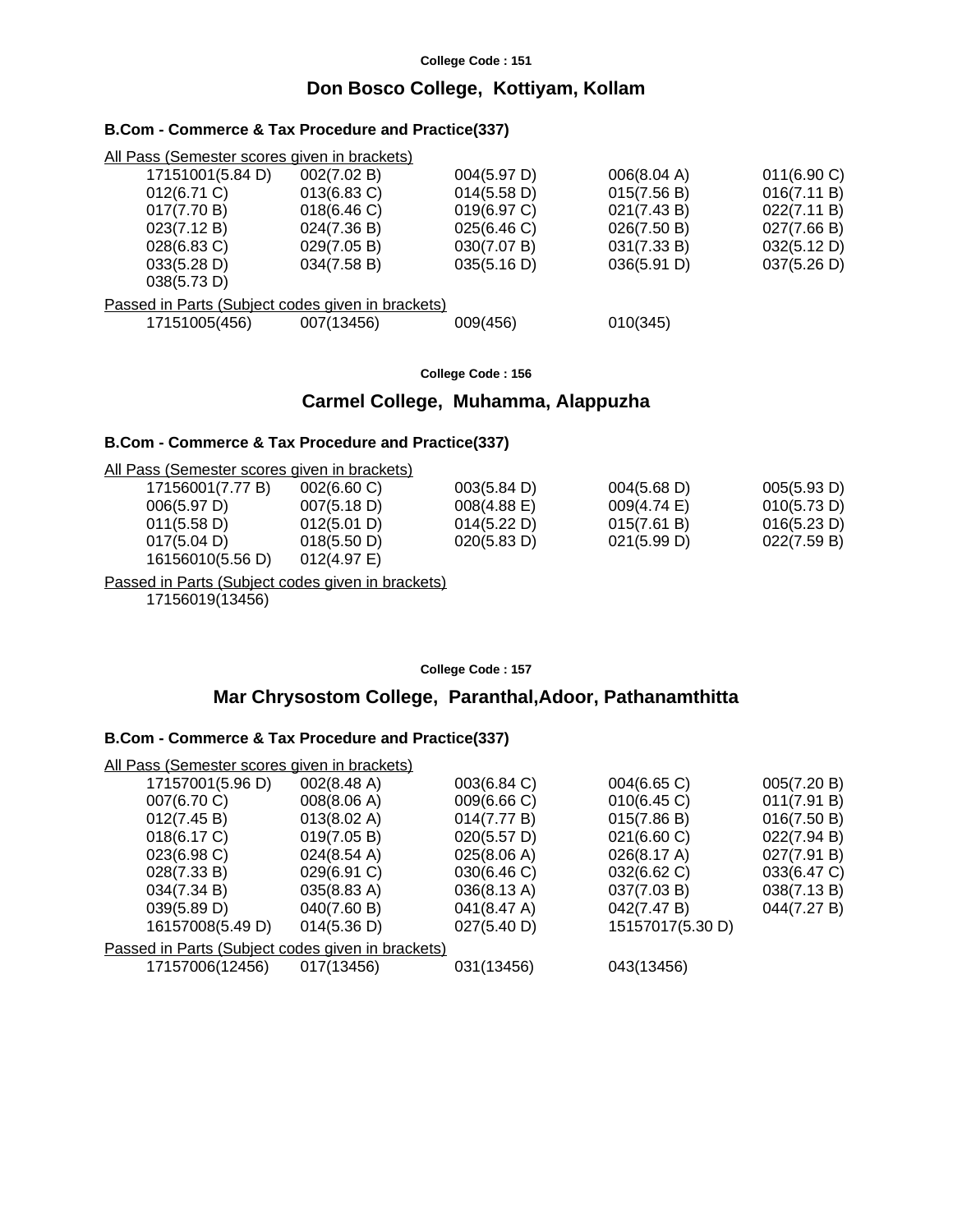College Code : 151

## Don Bosco College, Kottiyam, Kollam

### B.Com - Commerce & Tax Procedure and Practice(337)

All Pass (Semester scores given in brackets)

| | | | | |
|---|---|---|---|---|
| 17151001(5.84 D) | 002(7.02 B) | 004(5.97 D) | 006(8.04 A) | 011(6.90 C) |
| 012(6.71 C) | 013(6.83 C) | 014(5.58 D) | 015(7.56 B) | 016(7.11 B) |
| 017(7.70 B) | 018(6.46 C) | 019(6.97 C) | 021(7.43 B) | 022(7.11 B) |
| 023(7.12 B) | 024(7.36 B) | 025(6.46 C) | 026(7.50 B) | 027(7.66 B) |
| 028(6.83 C) | 029(7.05 B) | 030(7.07 B) | 031(7.33 B) | 032(5.12 D) |
| 033(5.28 D) | 034(7.58 B) | 035(5.16 D) | 036(5.91 D) | 037(5.26 D) |
| 038(5.73 D) | | | | |

Passed in Parts (Subject codes given in brackets)

| | | | |
|---|---|---|---|
| 17151005(456) | 007(13456) | 009(456) | 010(345) |

College Code : 156

## Carmel College, Muhamma, Alappuzha

### B.Com - Commerce & Tax Procedure and Practice(337)

All Pass (Semester scores given in brackets)

| | | | | |
|---|---|---|---|---|
| 17156001(7.77 B) | 002(6.60 C) | 003(5.84 D) | 004(5.68 D) | 005(5.93 D) |
| 006(5.97 D) | 007(5.18 D) | 008(4.88 E) | 009(4.74 E) | 010(5.73 D) |
| 011(5.58 D) | 012(5.01 D) | 014(5.22 D) | 015(7.61 B) | 016(5.23 D) |
| 017(5.04 D) | 018(5.50 D) | 020(5.83 D) | 021(5.99 D) | 022(7.59 B) |
| 16156010(5.56 D) | 012(4.97 E) | | | |

Passed in Parts (Subject codes given in brackets)

17156019(13456)

College Code : 157

## Mar Chrysostom College, Paranthal,Adoor, Pathanamthitta

### B.Com - Commerce & Tax Procedure and Practice(337)

All Pass (Semester scores given in brackets)

| | | | | |
|---|---|---|---|---|
| 17157001(5.96 D) | 002(8.48 A) | 003(6.84 C) | 004(6.65 C) | 005(7.20 B) |
| 007(6.70 C) | 008(8.06 A) | 009(6.66 C) | 010(6.45 C) | 011(7.91 B) |
| 012(7.45 B) | 013(8.02 A) | 014(7.77 B) | 015(7.86 B) | 016(7.50 B) |
| 018(6.17 C) | 019(7.05 B) | 020(5.57 D) | 021(6.60 C) | 022(7.94 B) |
| 023(6.98 C) | 024(8.54 A) | 025(8.06 A) | 026(8.17 A) | 027(7.91 B) |
| 028(7.33 B) | 029(6.91 C) | 030(6.46 C) | 032(6.62 C) | 033(6.47 C) |
| 034(7.34 B) | 035(8.83 A) | 036(8.13 A) | 037(7.03 B) | 038(7.13 B) |
| 039(5.89 D) | 040(7.60 B) | 041(8.47 A) | 042(7.47 B) | 044(7.27 B) |
| 16157008(5.49 D) | 014(5.36 D) | 027(5.40 D) | 15157017(5.30 D) | |

Passed in Parts (Subject codes given in brackets)

| | | | |
|---|---|---|---|
| 17157006(12456) | 017(13456) | 031(13456) | 043(13456) |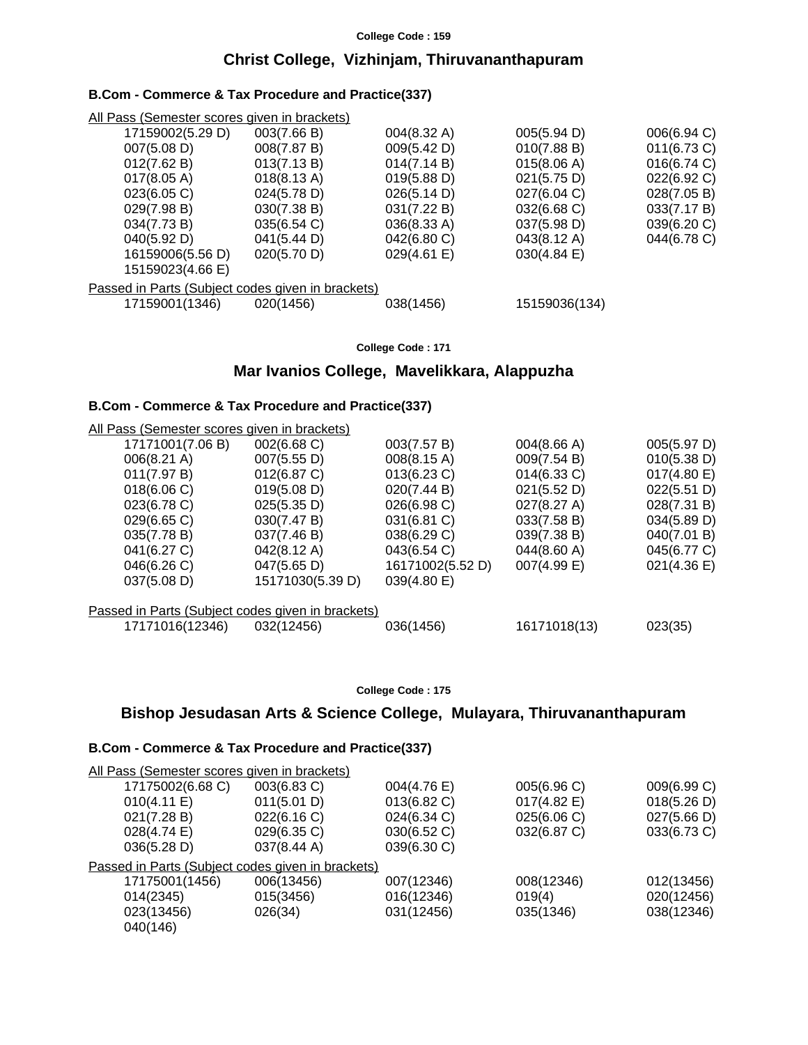College Code : 159

## Christ College, Vizhinjam, Thiruvananthapuram

### B.Com - Commerce & Tax Procedure and Practice(337)

All Pass (Semester scores given in brackets)

| | | | | |
|---|---|---|---|---|
| 17159002(5.29 D) | 003(7.66 B) | 004(8.32 A) | 005(5.94 D) | 006(6.94 C) |
| 007(5.08 D) | 008(7.87 B) | 009(5.42 D) | 010(7.88 B) | 011(6.73 C) |
| 012(7.62 B) | 013(7.13 B) | 014(7.14 B) | 015(8.06 A) | 016(6.74 C) |
| 017(8.05 A) | 018(8.13 A) | 019(5.88 D) | 021(5.75 D) | 022(6.92 C) |
| 023(6.05 C) | 024(5.78 D) | 026(5.14 D) | 027(6.04 C) | 028(7.05 B) |
| 029(7.98 B) | 030(7.38 B) | 031(7.22 B) | 032(6.68 C) | 033(7.17 B) |
| 034(7.73 B) | 035(6.54 C) | 036(8.33 A) | 037(5.98 D) | 039(6.20 C) |
| 040(5.92 D) | 041(5.44 D) | 042(6.80 C) | 043(8.12 A) | 044(6.78 C) |
| 16159006(5.56 D) | 020(5.70 D) | 029(4.61 E) | 030(4.84 E) | |
| 15159023(4.66 E) | | | | |

Passed in Parts (Subject codes given in brackets)

| | | | |
|---|---|---|---|
| 17159001(1346) | 020(1456) | 038(1456) | 15159036(134) |

College Code : 171

## Mar Ivanios College, Mavelikkara, Alappuzha

### B.Com - Commerce & Tax Procedure and Practice(337)

All Pass (Semester scores given in brackets)

| | | | | |
|---|---|---|---|---|
| 17171001(7.06 B) | 002(6.68 C) | 003(7.57 B) | 004(8.66 A) | 005(5.97 D) |
| 006(8.21 A) | 007(5.55 D) | 008(8.15 A) | 009(7.54 B) | 010(5.38 D) |
| 011(7.97 B) | 012(6.87 C) | 013(6.23 C) | 014(6.33 C) | 017(4.80 E) |
| 018(6.06 C) | 019(5.08 D) | 020(7.44 B) | 021(5.52 D) | 022(5.51 D) |
| 023(6.78 C) | 025(5.35 D) | 026(6.98 C) | 027(8.27 A) | 028(7.31 B) |
| 029(6.65 C) | 030(7.47 B) | 031(6.81 C) | 033(7.58 B) | 034(5.89 D) |
| 035(7.78 B) | 037(7.46 B) | 038(6.29 C) | 039(7.38 B) | 040(7.01 B) |
| 041(6.27 C) | 042(8.12 A) | 043(6.54 C) | 044(8.60 A) | 045(6.77 C) |
| 046(6.26 C) | 047(5.65 D) | 16171002(5.52 D) | 007(4.99 E) | 021(4.36 E) |
| 037(5.08 D) | 15171030(5.39 D) | 039(4.80 E) | | |

Passed in Parts (Subject codes given in brackets)

| | | | | |
|---|---|---|---|---|
| 17171016(12346) | 032(12456) | 036(1456) | 16171018(13) | 023(35) |

College Code : 175

## Bishop Jesudasan Arts & Science College, Mulayara, Thiruvananthapuram

### B.Com - Commerce & Tax Procedure and Practice(337)

All Pass (Semester scores given in brackets)

| | | | | |
|---|---|---|---|---|
| 17175002(6.68 C) | 003(6.83 C) | 004(4.76 E) | 005(6.96 C) | 009(6.99 C) |
| 010(4.11 E) | 011(5.01 D) | 013(6.82 C) | 017(4.82 E) | 018(5.26 D) |
| 021(7.28 B) | 022(6.16 C) | 024(6.34 C) | 025(6.06 C) | 027(5.66 D) |
| 028(4.74 E) | 029(6.35 C) | 030(6.52 C) | 032(6.87 C) | 033(6.73 C) |
| 036(5.28 D) | 037(8.44 A) | 039(6.30 C) | | |

Passed in Parts (Subject codes given in brackets)

| | | | | |
|---|---|---|---|---|
| 17175001(1456) | 006(13456) | 007(12346) | 008(12346) | 012(13456) |
| 014(2345) | 015(3456) | 016(12346) | 019(4) | 020(12456) |
| 023(13456) | 026(34) | 031(12456) | 035(1346) | 038(12346) |
| 040(146) | | | | |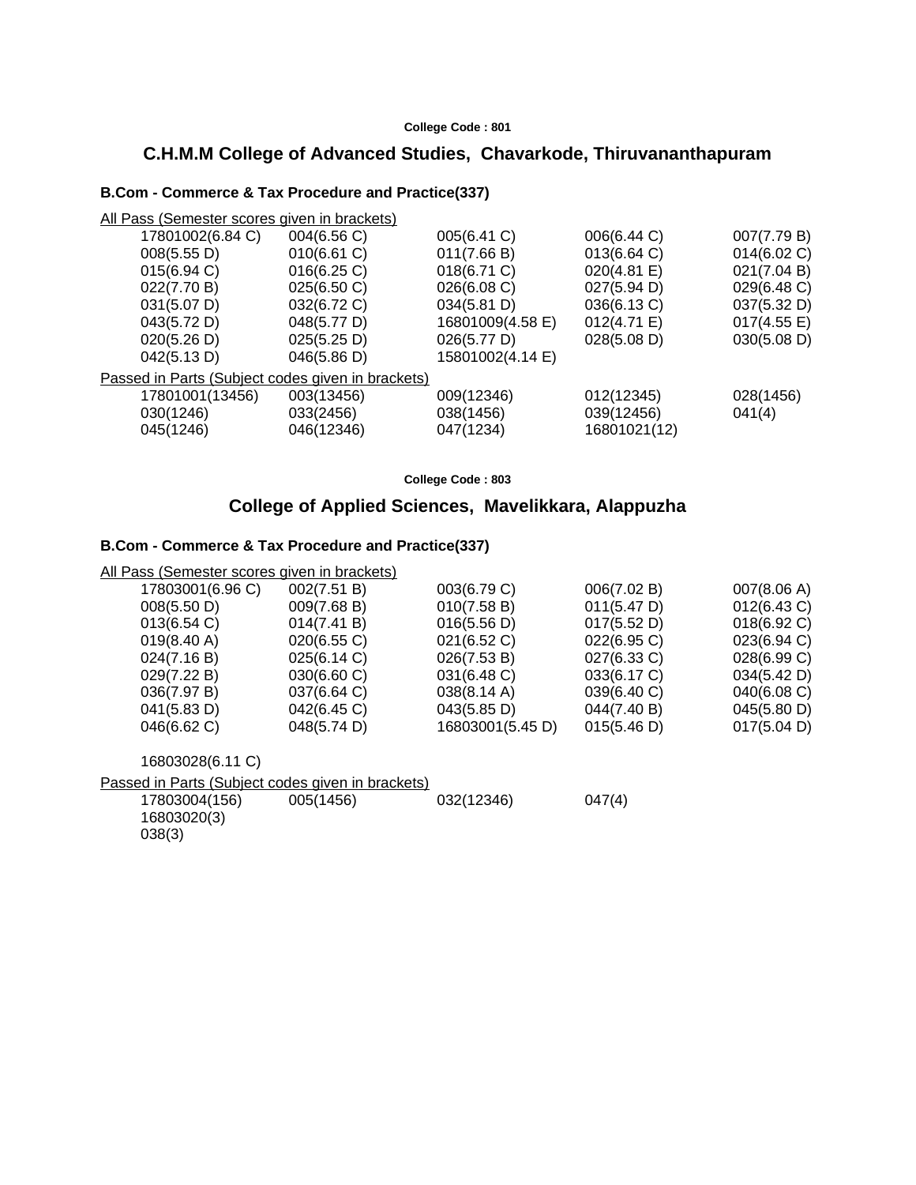College Code : 801

## C.H.M.M College of Advanced Studies, Chavarkode, Thiruvananthapuram

### B.Com - Commerce & Tax Procedure and Practice(337)

All Pass (Semester scores given in brackets)

| | | | | |
|---|---|---|---|---|
| 17801002(6.84 C) | 004(6.56 C) | 005(6.41 C) | 006(6.44 C) | 007(7.79 B) |
| 008(5.55 D) | 010(6.61 C) | 011(7.66 B) | 013(6.64 C) | 014(6.02 C) |
| 015(6.94 C) | 016(6.25 C) | 018(6.71 C) | 020(4.81 E) | 021(7.04 B) |
| 022(7.70 B) | 025(6.50 C) | 026(6.08 C) | 027(5.94 D) | 029(6.48 C) |
| 031(5.07 D) | 032(6.72 C) | 034(5.81 D) | 036(6.13 C) | 037(5.32 D) |
| 043(5.72 D) | 048(5.77 D) | 16801009(4.58 E) | 012(4.71 E) | 017(4.55 E) |
| 020(5.26 D) | 025(5.25 D) | 026(5.77 D) | 028(5.08 D) | 030(5.08 D) |
| 042(5.13 D) | 046(5.86 D) | 15801002(4.14 E) | | |

Passed in Parts (Subject codes given in brackets)

| | | | | |
|---|---|---|---|---|
| 17801001(13456) | 003(13456) | 009(12346) | 012(12345) | 028(1456) |
| 030(1246) | 033(2456) | 038(1456) | 039(12456) | 041(4) |
| 045(1246) | 046(12346) | 047(1234) | 16801021(12) | |

College Code : 803

## College of Applied Sciences, Mavelikkara, Alappuzha

### B.Com - Commerce & Tax Procedure and Practice(337)

All Pass (Semester scores given in brackets)

| | | | | |
|---|---|---|---|---|
| 17803001(6.96 C) | 002(7.51 B) | 003(6.79 C) | 006(7.02 B) | 007(8.06 A) |
| 008(5.50 D) | 009(7.68 B) | 010(7.58 B) | 011(5.47 D) | 012(6.43 C) |
| 013(6.54 C) | 014(7.41 B) | 016(5.56 D) | 017(5.52 D) | 018(6.92 C) |
| 019(8.40 A) | 020(6.55 C) | 021(6.52 C) | 022(6.95 C) | 023(6.94 C) |
| 024(7.16 B) | 025(6.14 C) | 026(7.53 B) | 027(6.33 C) | 028(6.99 C) |
| 029(7.22 B) | 030(6.60 C) | 031(6.48 C) | 033(6.17 C) | 034(5.42 D) |
| 036(7.97 B) | 037(6.64 C) | 038(8.14 A) | 039(6.40 C) | 040(6.08 C) |
| 041(5.83 D) | 042(6.45 C) | 043(5.85 D) | 044(7.40 B) | 045(5.80 D) |
| 046(6.62 C) | 048(5.74 D) | 16803001(5.45 D) | 015(5.46 D) | 017(5.04 D) |
| 16803028(6.11 C) | | | | |

Passed in Parts (Subject codes given in brackets)

| | | | |
|---|---|---|---|
| 17803004(156) | 005(1456) | 032(12346) | 047(4) |
| 16803020(3) | | | |
| 038(3) | | | |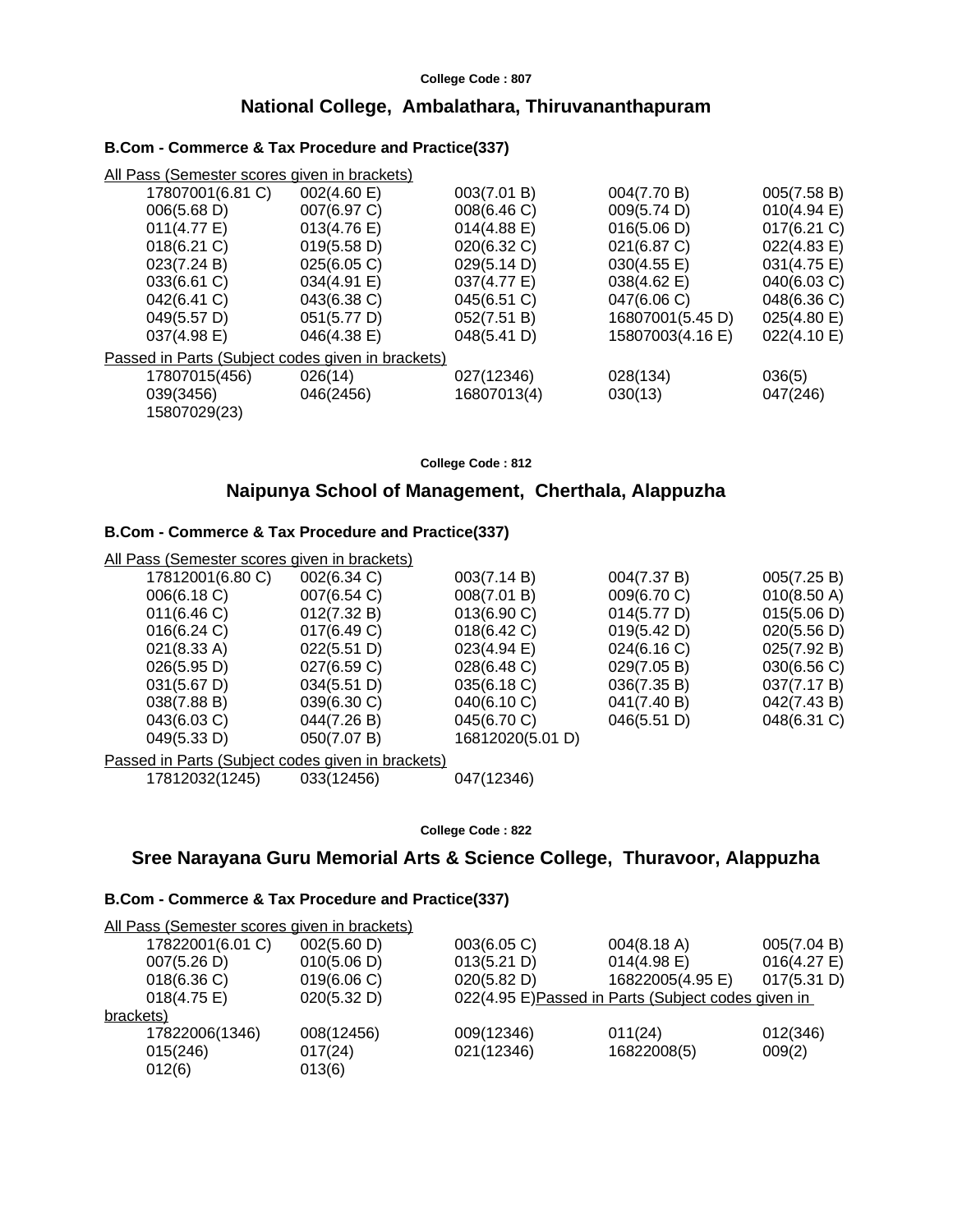**College Code : 807**

## National College, Ambalathara, Thiruvananthapuram

### B.Com - Commerce & Tax Procedure and Practice(337)

All Pass (Semester scores given in brackets)

| | | | | |
|---|---|---|---|---|
| 17807001(6.81 C) | 002(4.60 E) | 003(7.01 B) | 004(7.70 B) | 005(7.58 B) |
| 006(5.68 D) | 007(6.97 C) | 008(6.46 C) | 009(5.74 D) | 010(4.94 E) |
| 011(4.77 E) | 013(4.76 E) | 014(4.88 E) | 016(5.06 D) | 017(6.21 C) |
| 018(6.21 C) | 019(5.58 D) | 020(6.32 C) | 021(6.87 C) | 022(4.83 E) |
| 023(7.24 B) | 025(6.05 C) | 029(5.14 D) | 030(4.55 E) | 031(4.75 E) |
| 033(6.61 C) | 034(4.91 E) | 037(4.77 E) | 038(4.62 E) | 040(6.03 C) |
| 042(6.41 C) | 043(6.38 C) | 045(6.51 C) | 047(6.06 C) | 048(6.36 C) |
| 049(5.57 D) | 051(5.77 D) | 052(7.51 B) | 16807001(5.45 D) | 025(4.80 E) |
| 037(4.98 E) | 046(4.38 E) | 048(5.41 D) | 15807003(4.16 E) | 022(4.10 E) |

Passed in Parts (Subject codes given in brackets)

| | | | | |
|---|---|---|---|---|
| 17807015(456) | 026(14) | 027(12346) | 028(134) | 036(5) |
| 039(3456) | 046(2456) | 16807013(4) | 030(13) | 047(246) |
| 15807029(23) | | | | |

**College Code : 812**

## Naipunya School of Management, Cherthala, Alappuzha

### B.Com - Commerce & Tax Procedure and Practice(337)

All Pass (Semester scores given in brackets)

| | | | | |
|---|---|---|---|---|
| 17812001(6.80 C) | 002(6.34 C) | 003(7.14 B) | 004(7.37 B) | 005(7.25 B) |
| 006(6.18 C) | 007(6.54 C) | 008(7.01 B) | 009(6.70 C) | 010(8.50 A) |
| 011(6.46 C) | 012(7.32 B) | 013(6.90 C) | 014(5.77 D) | 015(5.06 D) |
| 016(6.24 C) | 017(6.49 C) | 018(6.42 C) | 019(5.42 D) | 020(5.56 D) |
| 021(8.33 A) | 022(5.51 D) | 023(4.94 E) | 024(6.16 C) | 025(7.92 B) |
| 026(5.95 D) | 027(6.59 C) | 028(6.48 C) | 029(7.05 B) | 030(6.56 C) |
| 031(5.67 D) | 034(5.51 D) | 035(6.18 C) | 036(7.35 B) | 037(7.17 B) |
| 038(7.88 B) | 039(6.30 C) | 040(6.10 C) | 041(7.40 B) | 042(7.43 B) |
| 043(6.03 C) | 044(7.26 B) | 045(6.70 C) | 046(5.51 D) | 048(6.31 C) |
| 049(5.33 D) | 050(7.07 B) | 16812020(5.01 D) | | |

Passed in Parts (Subject codes given in brackets)

| | | |
|---|---|---|
| 17812032(1245) | 033(12456) | 047(12346) |

**College Code : 822**

## Sree Narayana Guru Memorial Arts & Science College, Thuravoor, Alappuzha

### B.Com - Commerce & Tax Procedure and Practice(337)

All Pass (Semester scores given in brackets)

| | | | | |
|---|---|---|---|---|
| 17822001(6.01 C) | 002(5.60 D) | 003(6.05 C) | 004(8.18 A) | 005(7.04 B) |
| 007(5.26 D) | 010(5.06 D) | 013(5.21 D) | 014(4.98 E) | 016(4.27 E) |
| 018(6.36 C) | 019(6.06 C) | 020(5.82 D) | 16822005(4.95 E) | 017(5.31 D) |
| 018(4.75 E) | 020(5.32 D) | 022(4.95 E) | | |

Passed in Parts (Subject codes given in brackets)

| | | | | |
|---|---|---|---|---|
| 17822006(1346) | 008(12456) | 009(12346) | 011(24) | 012(346) |
| 015(246) | 017(24) | 021(12346) | 16822008(5) | 009(2) |
| 012(6) | 013(6) | | | |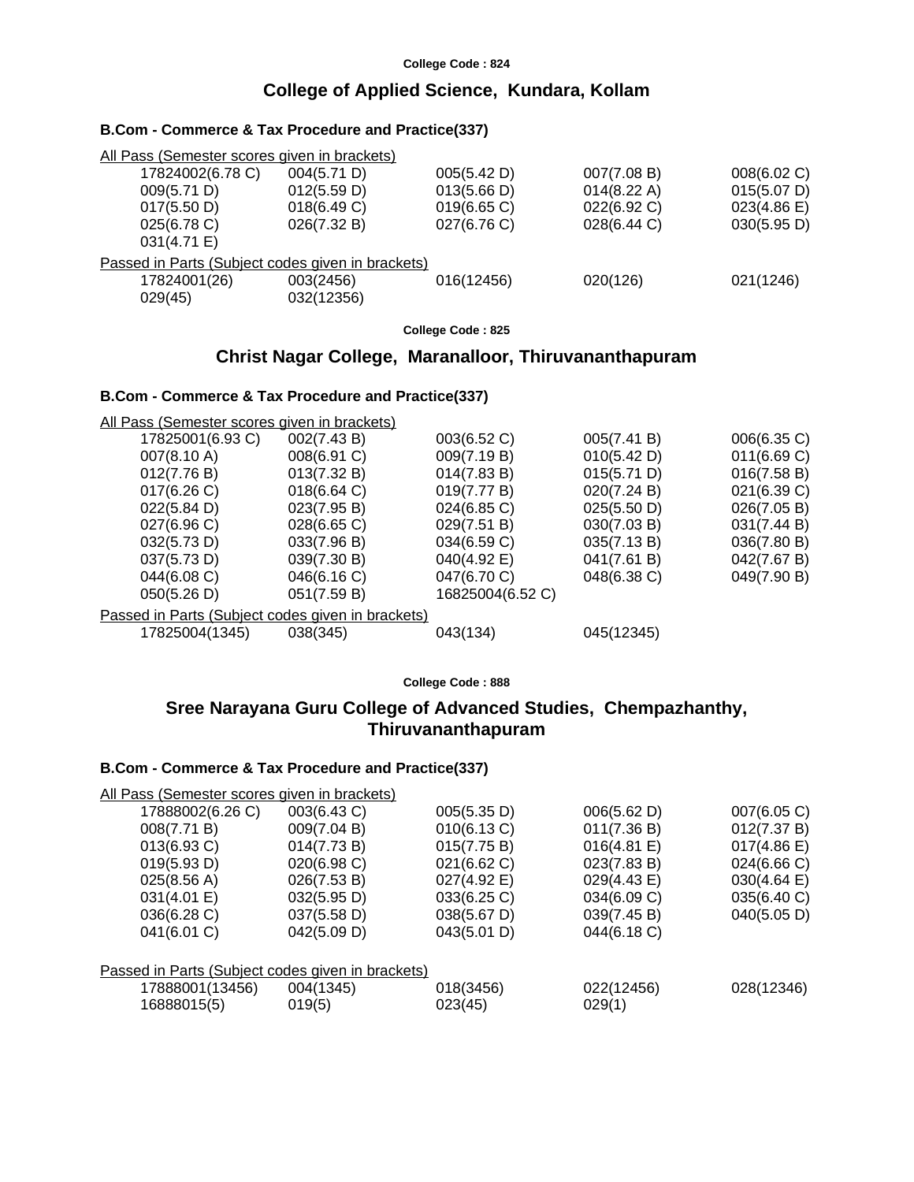College Code : 824

## College of Applied Science, Kundara, Kollam

### B.Com - Commerce & Tax Procedure and Practice(337)

All Pass (Semester scores given in brackets)

| | | | | |
|---|---|---|---|---|
| 17824002(6.78 C) | 004(5.71 D) | 005(5.42 D) | 007(7.08 B) | 008(6.02 C) |
| 009(5.71 D) | 012(5.59 D) | 013(5.66 D) | 014(8.22 A) | 015(5.07 D) |
| 017(5.50 D) | 018(6.49 C) | 019(6.65 C) | 022(6.92 C) | 023(4.86 E) |
| 025(6.78 C) | 026(7.32 B) | 027(6.76 C) | 028(6.44 C) | 030(5.95 D) |
| 031(4.71 E) | | | | |

Passed in Parts (Subject codes given in brackets)

| | | | | |
|---|---|---|---|---|
| 17824001(26) | 003(2456) | 016(12456) | 020(126) | 021(1246) |
| 029(45) | 032(12356) | | | |

College Code : 825

## Christ Nagar College, Maranalloor, Thiruvananthapuram

### B.Com - Commerce & Tax Procedure and Practice(337)

All Pass (Semester scores given in brackets)

| | | | | |
|---|---|---|---|---|
| 17825001(6.93 C) | 002(7.43 B) | 003(6.52 C) | 005(7.41 B) | 006(6.35 C) |
| 007(8.10 A) | 008(6.91 C) | 009(7.19 B) | 010(5.42 D) | 011(6.69 C) |
| 012(7.76 B) | 013(7.32 B) | 014(7.83 B) | 015(5.71 D) | 016(7.58 B) |
| 017(6.26 C) | 018(6.64 C) | 019(7.77 B) | 020(7.24 B) | 021(6.39 C) |
| 022(5.84 D) | 023(7.95 B) | 024(6.85 C) | 025(5.50 D) | 026(7.05 B) |
| 027(6.96 C) | 028(6.65 C) | 029(7.51 B) | 030(7.03 B) | 031(7.44 B) |
| 032(5.73 D) | 033(7.96 B) | 034(6.59 C) | 035(7.13 B) | 036(7.80 B) |
| 037(5.73 D) | 039(7.30 B) | 040(4.92 E) | 041(7.61 B) | 042(7.67 B) |
| 044(6.08 C) | 046(6.16 C) | 047(6.70 C) | 048(6.38 C) | 049(7.90 B) |
| 050(5.26 D) | 051(7.59 B) | 16825004(6.52 C) | | |

Passed in Parts (Subject codes given in brackets)

| | | | |
|---|---|---|---|
| 17825004(1345) | 038(345) | 043(134) | 045(12345) |

College Code : 888

## Sree Narayana Guru College of Advanced Studies, Chempazhanthy, Thiruvananthapuram

### B.Com - Commerce & Tax Procedure and Practice(337)

All Pass (Semester scores given in brackets)

| | | | | |
|---|---|---|---|---|
| 17888002(6.26 C) | 003(6.43 C) | 005(5.35 D) | 006(5.62 D) | 007(6.05 C) |
| 008(7.71 B) | 009(7.04 B) | 010(6.13 C) | 011(7.36 B) | 012(7.37 B) |
| 013(6.93 C) | 014(7.73 B) | 015(7.75 B) | 016(4.81 E) | 017(4.86 E) |
| 019(5.93 D) | 020(6.98 C) | 021(6.62 C) | 023(7.83 B) | 024(6.66 C) |
| 025(8.56 A) | 026(7.53 B) | 027(4.92 E) | 029(4.43 E) | 030(4.64 E) |
| 031(4.01 E) | 032(5.95 D) | 033(6.25 C) | 034(6.09 C) | 035(6.40 C) |
| 036(6.28 C) | 037(5.58 D) | 038(5.67 D) | 039(7.45 B) | 040(5.05 D) |
| 041(6.01 C) | 042(5.09 D) | 043(5.01 D) | 044(6.18 C) | |

Passed in Parts (Subject codes given in brackets)

| | | | | |
|---|---|---|---|---|
| 17888001(13456) | 004(1345) | 018(3456) | 022(12456) | 028(12346) |
| 16888015(5) | 019(5) | 023(45) | 029(1) | |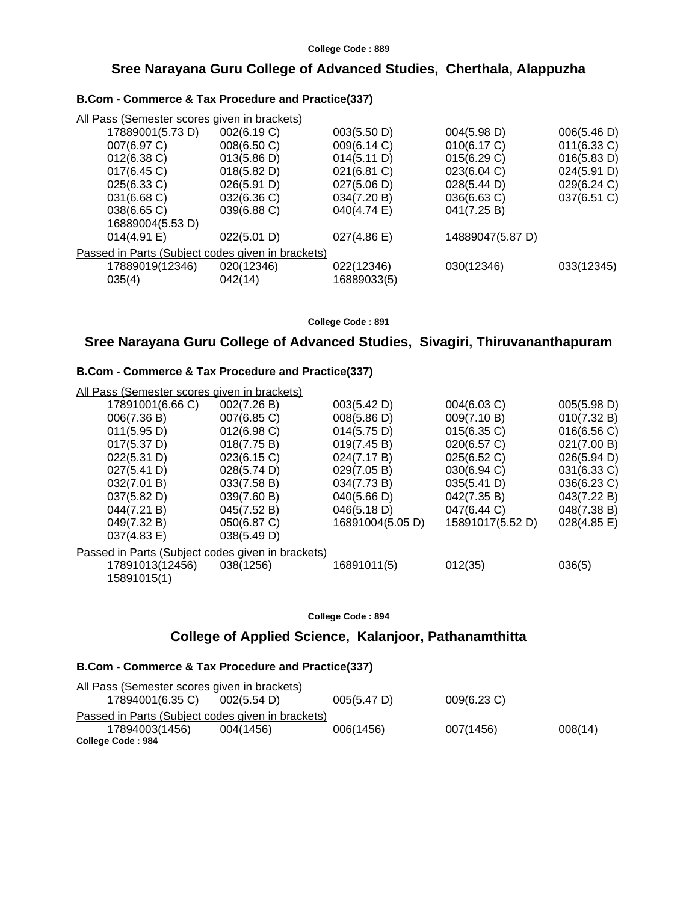College Code : 889

## Sree Narayana Guru College of Advanced Studies, Cherthala, Alappuzha

### B.Com - Commerce & Tax Procedure and Practice(337)

All Pass (Semester scores given in brackets)

| | | | | |
|---|---|---|---|---|
| 17889001(5.73 D) | 002(6.19 C) | 003(5.50 D) | 004(5.98 D) | 006(5.46 D) |
| 007(6.97 C) | 008(6.50 C) | 009(6.14 C) | 010(6.17 C) | 011(6.33 C) |
| 012(6.38 C) | 013(5.86 D) | 014(5.11 D) | 015(6.29 C) | 016(5.83 D) |
| 017(6.45 C) | 018(5.82 D) | 021(6.81 C) | 023(6.04 C) | 024(5.91 D) |
| 025(6.33 C) | 026(5.91 D) | 027(5.06 D) | 028(5.44 D) | 029(6.24 C) |
| 031(6.68 C) | 032(6.36 C) | 034(7.20 B) | 036(6.63 C) | 037(6.51 C) |
| 038(6.65 C) | 039(6.88 C) | 040(4.74 E) | 041(7.25 B) | |
| 16889004(5.53 D) | | | | |
| 014(4.91 E) | 022(5.01 D) | 027(4.86 E) | 14889047(5.87 D) | |

Passed in Parts (Subject codes given in brackets)

| | | | | |
|---|---|---|---|---|
| 17889019(12346) | 020(12346) | 022(12346) | 030(12346) | 033(12345) |
| 035(4) | 042(14) | 16889033(5) | | |

College Code : 891

## Sree Narayana Guru College of Advanced Studies, Sivagiri, Thiruvananthapuram

### B.Com - Commerce & Tax Procedure and Practice(337)

All Pass (Semester scores given in brackets)

| | | | | |
|---|---|---|---|---|
| 17891001(6.66 C) | 002(7.26 B) | 003(5.42 D) | 004(6.03 C) | 005(5.98 D) |
| 006(7.36 B) | 007(6.85 C) | 008(5.86 D) | 009(7.10 B) | 010(7.32 B) |
| 011(5.95 D) | 012(6.98 C) | 014(5.75 D) | 015(6.35 C) | 016(6.56 C) |
| 017(5.37 D) | 018(7.75 B) | 019(7.45 B) | 020(6.57 C) | 021(7.00 B) |
| 022(5.31 D) | 023(6.15 C) | 024(7.17 B) | 025(6.52 C) | 026(5.94 D) |
| 027(5.41 D) | 028(5.74 D) | 029(7.05 B) | 030(6.94 C) | 031(6.33 C) |
| 032(7.01 B) | 033(7.58 B) | 034(7.73 B) | 035(5.41 D) | 036(6.23 C) |
| 037(5.82 D) | 039(7.60 B) | 040(5.66 D) | 042(7.35 B) | 043(7.22 B) |
| 044(7.21 B) | 045(7.52 B) | 046(5.18 D) | 047(6.44 C) | 048(7.38 B) |
| 049(7.32 B) | 050(6.87 C) | 16891004(5.05 D) | 15891017(5.52 D) | 028(4.85 E) |
| 037(4.83 E) | 038(5.49 D) | | | |

Passed in Parts (Subject codes given in brackets)

| | | | | |
|---|---|---|---|---|
| 17891013(12456) | 038(1256) | 16891011(5) | 012(35) | 036(5) |
| 15891015(1) | | | | |

College Code : 894

## College of Applied Science, Kalanjoor, Pathanamthitta

### B.Com - Commerce & Tax Procedure and Practice(337)

All Pass (Semester scores given in brackets)

| | | | |
|---|---|---|---|
| 17894001(6.35 C) | 002(5.54 D) | 005(5.47 D) | 009(6.23 C) |

Passed in Parts (Subject codes given in brackets)

| | | | | |
|---|---|---|---|---|
| 17894003(1456) | 004(1456) | 006(1456) | 007(1456) | 008(14) |

College Code : 984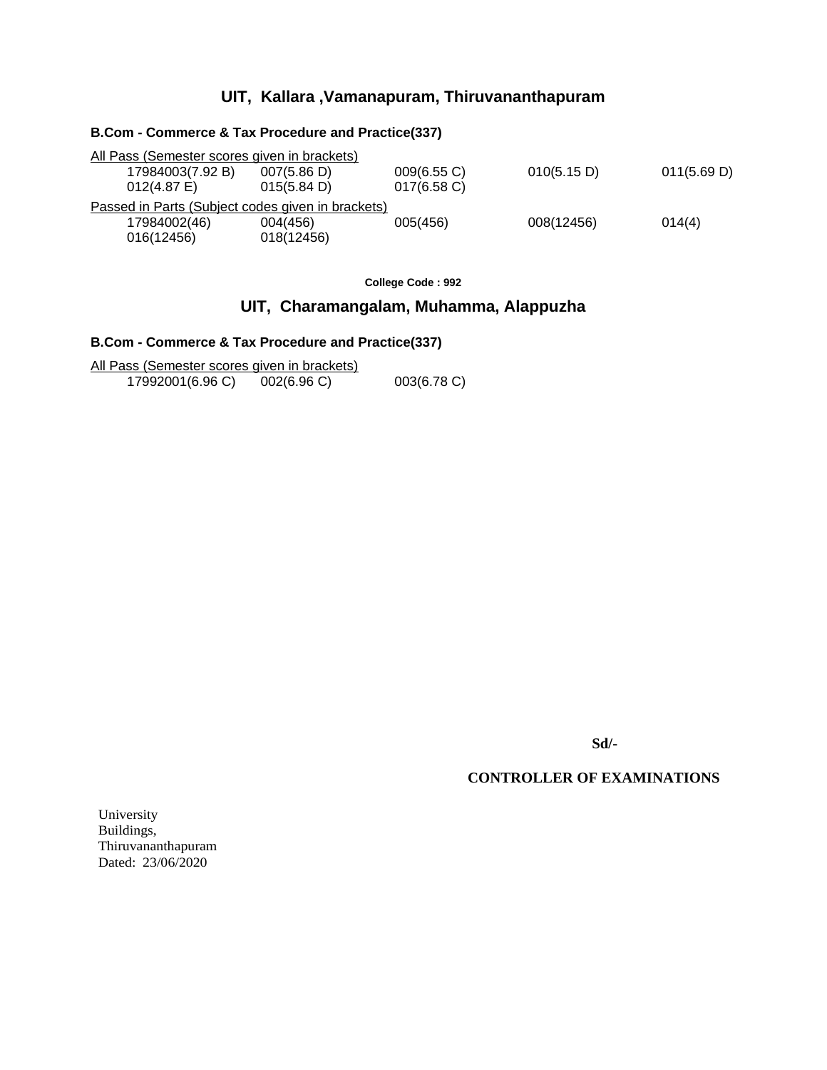## UIT, Kallara ,Vamanapuram, Thiruvananthapuram

**B.Com - Commerce & Tax Procedure and Practice(337)**

All Pass (Semester scores given in brackets)

| | | | | |
|---|---|---|---|---|
| 17984003(7.92 B) | 007(5.86 D) | 009(6.55 C) | 010(5.15 D) | 011(5.69 D) |
| 012(4.87 E) | 015(5.84 D) | 017(6.58 C) | | |

Passed in Parts (Subject codes given in brackets)

| | | | | |
|---|---|---|---|---|
| 17984002(46) | 004(456) | 005(456) | 008(12456) | 014(4) |
| 016(12456) | 018(12456) | | | |

**College Code : 992**

## UIT, Charamangalam, Muhamma, Alappuzha

**B.Com - Commerce & Tax Procedure and Practice(337)**

All Pass (Semester scores given in brackets)

| | | |
|---|---|---|
| 17992001(6.96 C) | 002(6.96 C) | 003(6.78 C) |

**Sd/-**

**CONTROLLER OF EXAMINATIONS**

University
Buildings,
Thiruvananthapuram
Dated: 23/06/2020